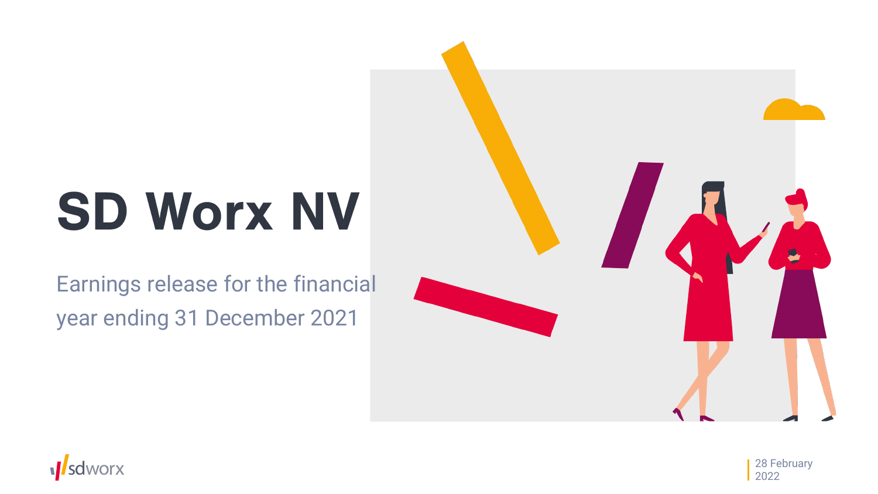# SD Worx NV

Earnings release for the financial year ending 31 December 2021

sdworx

28 February 2022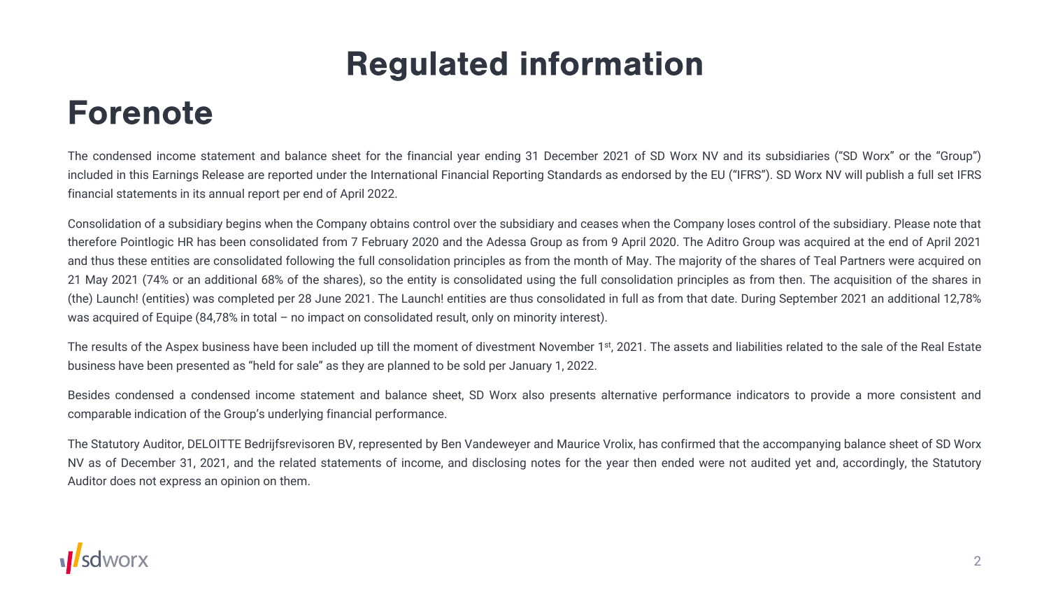# Regulated information

## Forenote

The condensed income statement and balance sheet for the financial year ending 31 December 2021 of SD Worx NV and its subsidiaries ("SD Worx" or the "Group") included in this Earnings Release are reported under the International Financial Reporting Standards as endorsed by the EU ("IFRS"). SD Worx NV will publish a full set IFRS financial statements in its annual report per end of April 2022.

Consolidation of a subsidiary begins when the Company obtains control over the subsidiary and ceases when the Company loses control of the subsidiary. Please note that therefore Pointlogic HR has been consolidated from 7 February 2020 and the Adessa Group as from 9 April 2020. The Aditro Group was acquired at the end of April 2021 and thus these entities are consolidated following the full consolidation principles as from the month of May. The majority of the shares of Teal Partners were acquired on 21 May 2021 (74% or an additional 68% of the shares), so the entity is consolidated using the full consolidation principles as from then. The acquisition of the shares in (the) Launch! (entities) was completed per 28 June 2021. The Launch! entities are thus consolidated in full as from that date. During September 2021 an additional 12,78% was acquired of Equipe (84,78% in total – no impact on consolidated result, only on minority interest).

The results of the Aspex business have been included up till the moment of divestment November 1st, 2021. The assets and liabilities related to the sale of the Real Estate business have been presented as "held for sale" as they are planned to be sold per January 1, 2022.

Besides condensed a condensed income statement and balance sheet, SD Worx also presents alternative performance indicators to provide a more consistent and comparable indication of the Group's underlying financial performance.

The Statutory Auditor, DELOITTE Bedrijfsrevisoren BV, represented by Ben Vandeweyer and Maurice Vrolix, has confirmed that the accompanying balance sheet of SD Worx NV as of December 31, 2021, and the related statements of income, and disclosing notes for the year then ended were not audited yet and, accordingly, the Statutory Auditor does not express an opinion on them.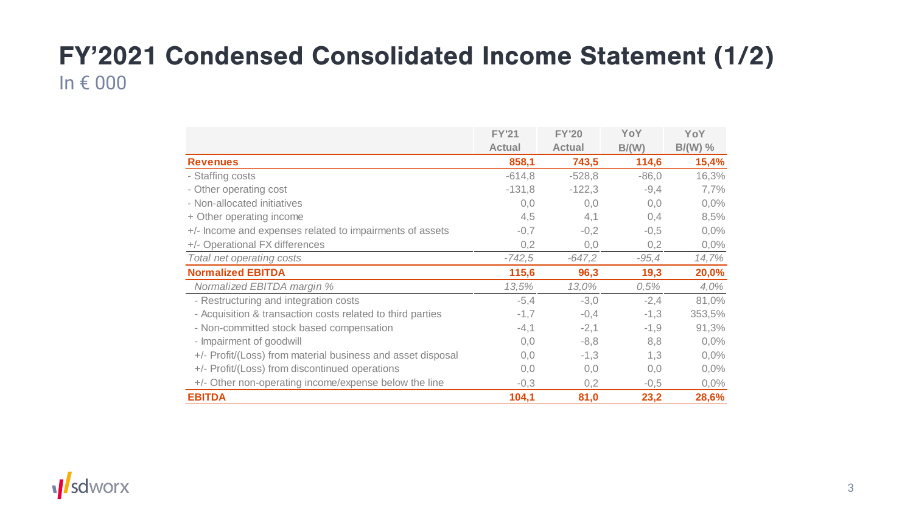# FY'2021 Condensed Consolidated Income Statement (1/2)

In € 000

| | FY'21 Actual | FY'20 Actual | YoY B/(W) | YoY B/(W) % |
|---|---|---|---|---|
| **Revenues** | **858,1** | **743,5** | **114,6** | **15,4%** |
| - Staffing costs | -614,8 | -528,8 | -86,0 | 16,3% |
| - Other operating cost | -131,8 | -122,3 | -9,4 | 7,7% |
| - Non-allocated initiatives | 0,0 | 0,0 | 0,0 | 0,0% |
| + Other operating income | 4,5 | 4,1 | 0,4 | 8,5% |
| +/- Income and expenses related to impairments of assets | -0,7 | -0,2 | -0,5 | 0,0% |
| +/- Operational FX differences | 0,2 | 0,0 | 0,2 | 0,0% |
| *Total net operating costs* | *-742,5* | *-647,2* | *-95,4* | *14,7%* |
| **Normalized EBITDA** | **115,6** | **96,3** | **19,3** | **20,0%** |
| *Normalized EBITDA margin %* | *13,5%* | *13,0%* | *0,5%* | *4,0%* |
| - Restructuring and integration costs | -5,4 | -3,0 | -2,4 | 81,0% |
| - Acquisition & transaction costs related to third parties | -1,7 | -0,4 | -1,3 | 353,5% |
| - Non-committed stock based compensation | -4,1 | -2,1 | -1,9 | 91,3% |
| - Impairment of goodwill | 0,0 | -8,8 | 8,8 | 0,0% |
| +/- Profit/(Loss) from material business and asset disposal | 0,0 | -1,3 | 1,3 | 0,0% |
| +/- Profit/(Loss) from discontinued operations | 0,0 | 0,0 | 0,0 | 0,0% |
| +/- Other non-operating income/expense below the line | -0,3 | 0,2 | -0,5 | 0,0% |
| **EBITDA** | **104,1** | **81,0** | **23,2** | **28,6%** |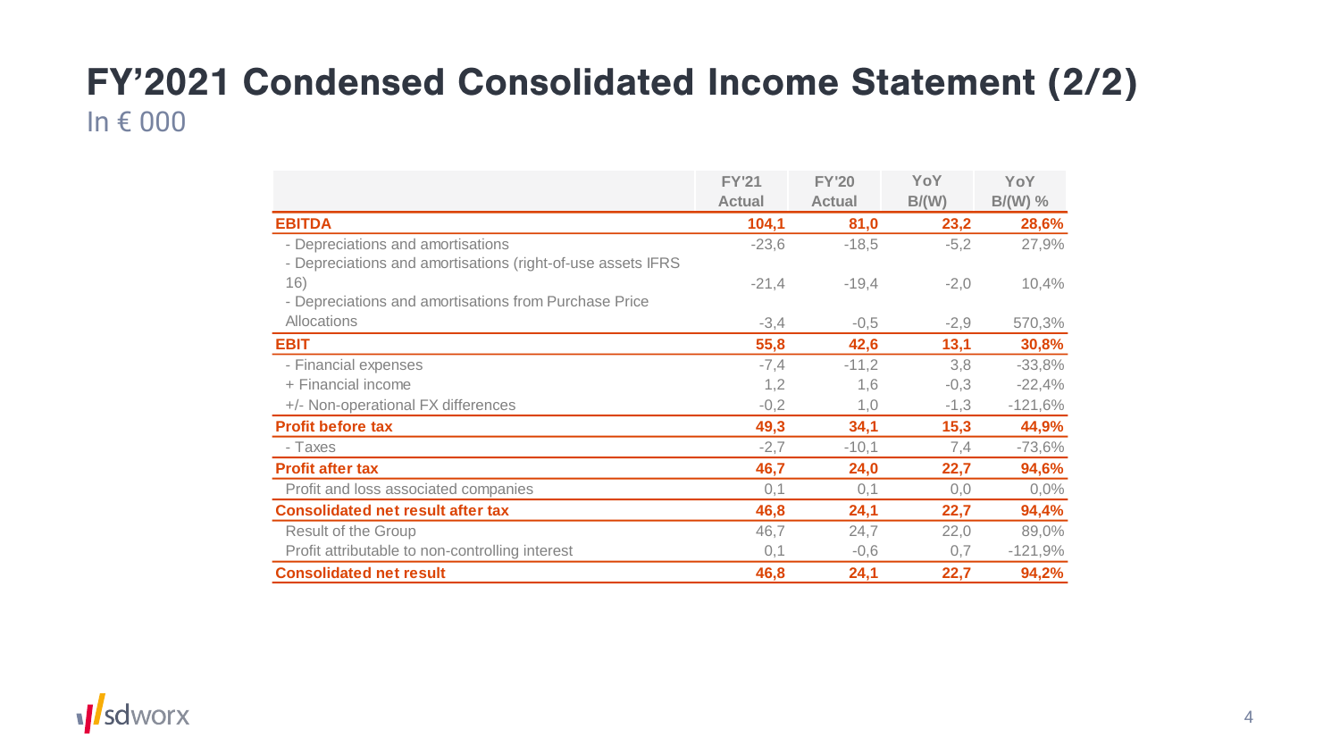# FY'2021 Condensed Consolidated Income Statement (2/2)

In € 000

| | FY'21 Actual | FY'20 Actual | YoY B/(W) | YoY B/(W) % |
|---|---|---|---|---|
| **EBITDA** | **104,1** | **81,0** | **23,2** | **28,6%** |
| - Depreciations and amortisations | -23,6 | -18,5 | -5,2 | 27,9% |
| - Depreciations and amortisations (right-of-use assets IFRS 16) | -21,4 | -19,4 | -2,0 | 10,4% |
| - Depreciations and amortisations from Purchase Price Allocations | -3,4 | -0,5 | -2,9 | 570,3% |
| **EBIT** | **55,8** | **42,6** | **13,1** | **30,8%** |
| - Financial expenses | -7,4 | -11,2 | 3,8 | -33,8% |
| + Financial income | 1,2 | 1,6 | -0,3 | -22,4% |
| +/- Non-operational FX differences | -0,2 | 1,0 | -1,3 | -121,6% |
| **Profit before tax** | **49,3** | **34,1** | **15,3** | **44,9%** |
| - Taxes | -2,7 | -10,1 | 7,4 | -73,6% |
| **Profit after tax** | **46,7** | **24,0** | **22,7** | **94,6%** |
| Profit and loss associated companies | 0,1 | 0,1 | 0,0 | 0,0% |
| **Consolidated net result after tax** | **46,8** | **24,1** | **22,7** | **94,4%** |
| Result of the Group | 46,7 | 24,7 | 22,0 | 89,0% |
| Profit attributable to non-controlling interest | 0,1 | -0,6 | 0,7 | -121,9% |
| **Consolidated net result** | **46,8** | **24,1** | **22,7** | **94,2%** |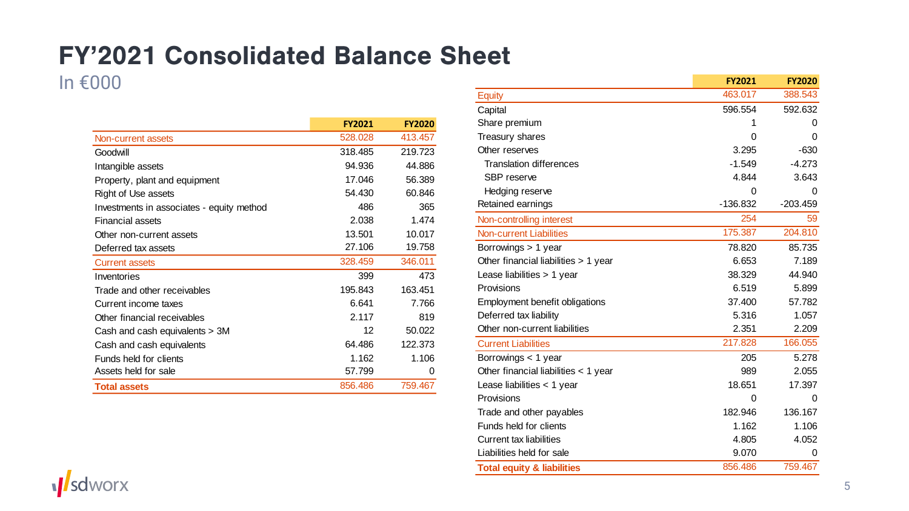# FY'2021 Consolidated Balance Sheet

In €000

| | FY2021 | FY2020 |
|---|---|---|
| Non-current assets | 528.028 | 413.457 |
| Goodwill | 318.485 | 219.723 |
| Intangible assets | 94.936 | 44.886 |
| Property, plant and equipment | 17.046 | 56.389 |
| Right of Use assets | 54.430 | 60.846 |
| Investments in associates - equity method | 486 | 365 |
| Financial assets | 2.038 | 1.474 |
| Other non-current assets | 13.501 | 10.017 |
| Deferred tax assets | 27.106 | 19.758 |
| Current assets | 328.459 | 346.011 |
| Inventories | 399 | 473 |
| Trade and other receivables | 195.843 | 163.451 |
| Current income taxes | 6.641 | 7.766 |
| Other financial receivables | 2.117 | 819 |
| Cash and cash equivalents > 3M | 12 | 50.022 |
| Cash and cash equivalents | 64.486 | 122.373 |
| Funds held for clients | 1.162 | 1.106 |
| Assets held for sale | 57.799 | 0 |
| **Total assets** | 856.486 | 759.467 |

| | FY2021 | FY2020 |
|---|---|---|
| Equity | 463.017 | 388.543 |
| Capital | 596.554 | 592.632 |
| Share premium | 1 | 0 |
| Treasury shares | 0 | 0 |
| Other reserves | 3.295 | -630 |
| Translation differences | -1.549 | -4.273 |
| SBP reserve | 4.844 | 3.643 |
| Hedging reserve | 0 | 0 |
| Retained earnings | -136.832 | -203.459 |
| Non-controlling interest | 254 | 59 |
| Non-current Liabilities | 175.387 | 204.810 |
| Borrowings > 1 year | 78.820 | 85.735 |
| Other financial liabilities > 1 year | 6.653 | 7.189 |
| Lease liabilities > 1 year | 38.329 | 44.940 |
| Provisions | 6.519 | 5.899 |
| Employment benefit obligations | 37.400 | 57.782 |
| Deferred tax liability | 5.316 | 1.057 |
| Other non-current liabilities | 2.351 | 2.209 |
| Current Liabilities | 217.828 | 166.055 |
| Borrowings < 1 year | 205 | 5.278 |
| Other financial liabilities < 1 year | 989 | 2.055 |
| Lease liabilities < 1 year | 18.651 | 17.397 |
| Provisions | 0 | 0 |
| Trade and other payables | 182.946 | 136.167 |
| Funds held for clients | 1.162 | 1.106 |
| Current tax liabilities | 4.805 | 4.052 |
| Liabilities held for sale | 9.070 | 0 |
| **Total equity & liabilities** | 856.486 | 759.467 |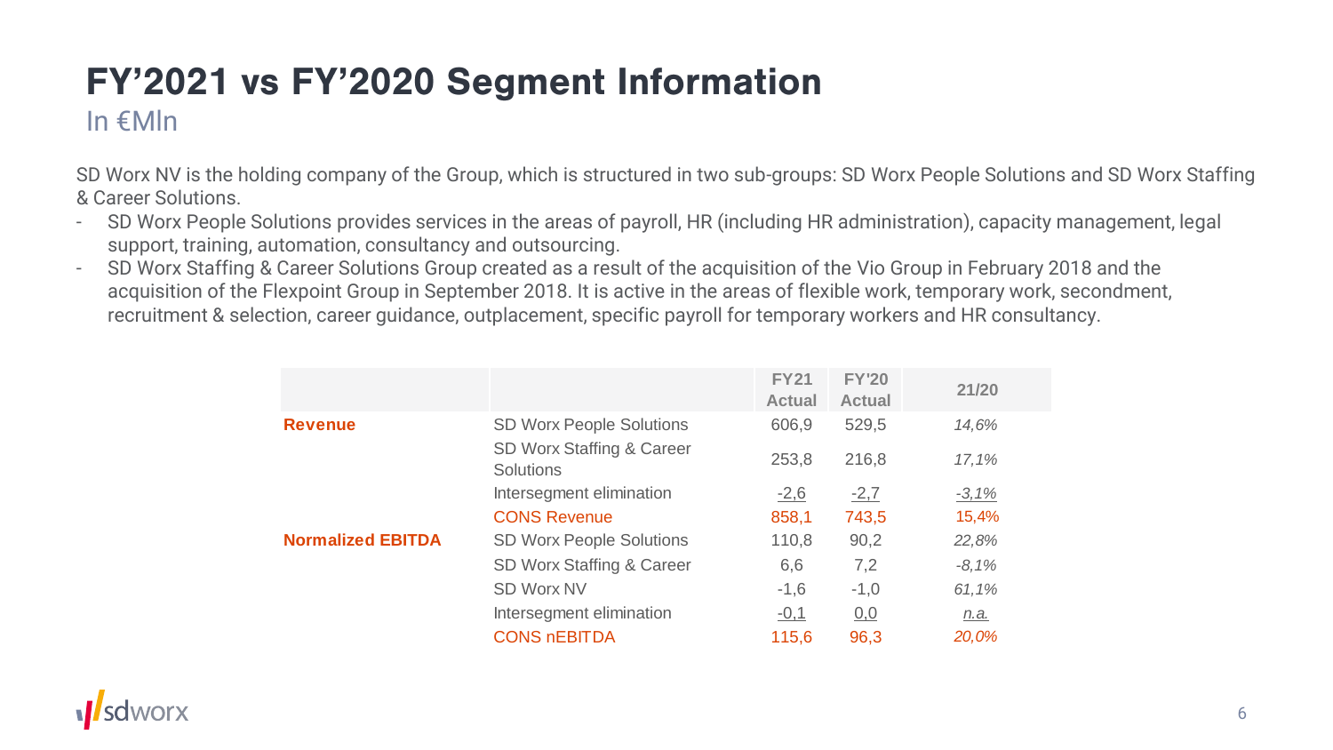# FY'2021 vs FY'2020 Segment Information

In €Mln

SD Worx NV is the holding company of the Group, which is structured in two sub-groups: SD Worx People Solutions and SD Worx Staffing & Career Solutions.

- SD Worx People Solutions provides services in the areas of payroll, HR (including HR administration), capacity management, legal support, training, automation, consultancy and outsourcing.
- SD Worx Staffing & Career Solutions Group created as a result of the acquisition of the Vio Group in February 2018 and the acquisition of the Flexpoint Group in September 2018. It is active in the areas of flexible work, temporary work, secondment, recruitment & selection, career guidance, outplacement, specific payroll for temporary workers and HR consultancy.

| | | FY21 Actual | FY'20 Actual | 21/20 |
|---|---|---|---|---|
| **Revenue** | SD Worx People Solutions | 606,9 | 529,5 | *14,6%* |
| | SD Worx Staffing & Career Solutions | 253,8 | 216,8 | *17,1%* |
| | Intersegment elimination | -2,6 | -2,7 | *-3,1%* |
| | CONS Revenue | 858,1 | 743,5 | 15,4% |
| **Normalized EBITDA** | SD Worx People Solutions | 110,8 | 90,2 | *22,8%* |
| | SD Worx Staffing & Career | 6,6 | 7,2 | *-8,1%* |
| | SD Worx NV | -1,6 | -1,0 | *61,1%* |
| | Intersegment elimination | -0,1 | 0,0 | *n.a.* |
| | CONS nEBITDA | 115,6 | 96,3 | *20,0%* |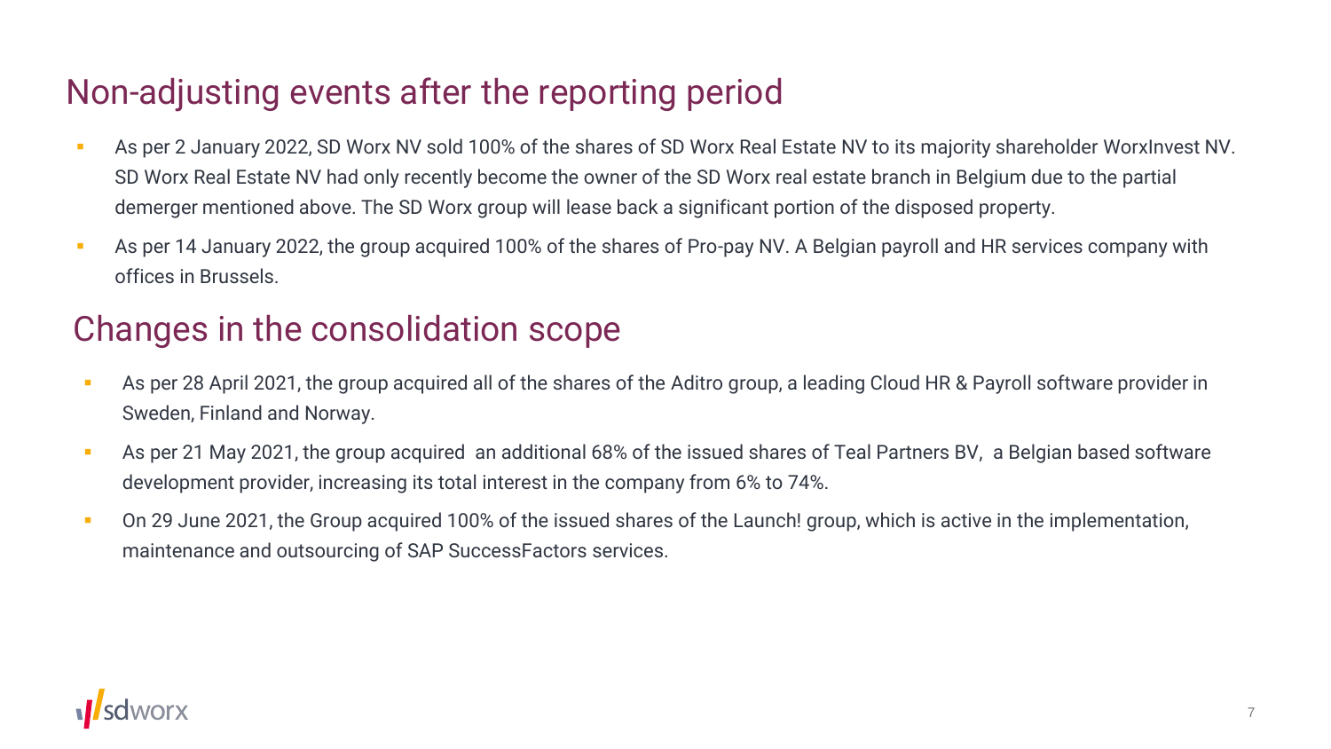## Non-adjusting events after the reporting period

- As per 2 January 2022, SD Worx NV sold 100% of the shares of SD Worx Real Estate NV to its majority shareholder WorxInvest NV. SD Worx Real Estate NV had only recently become the owner of the SD Worx real estate branch in Belgium due to the partial demerger mentioned above. The SD Worx group will lease back a significant portion of the disposed property.
- As per 14 January 2022, the group acquired 100% of the shares of Pro-pay NV. A Belgian payroll and HR services company with offices in Brussels.

## Changes in the consolidation scope

- As per 28 April 2021, the group acquired all of the shares of the Aditro group, a leading Cloud HR & Payroll software provider in Sweden, Finland and Norway.
- As per 21 May 2021, the group acquired an additional 68% of the issued shares of Teal Partners BV, a Belgian based software development provider, increasing its total interest in the company from 6% to 74%.
- On 29 June 2021, the Group acquired 100% of the issued shares of the Launch! group, which is active in the implementation, maintenance and outsourcing of SAP SuccessFactors services.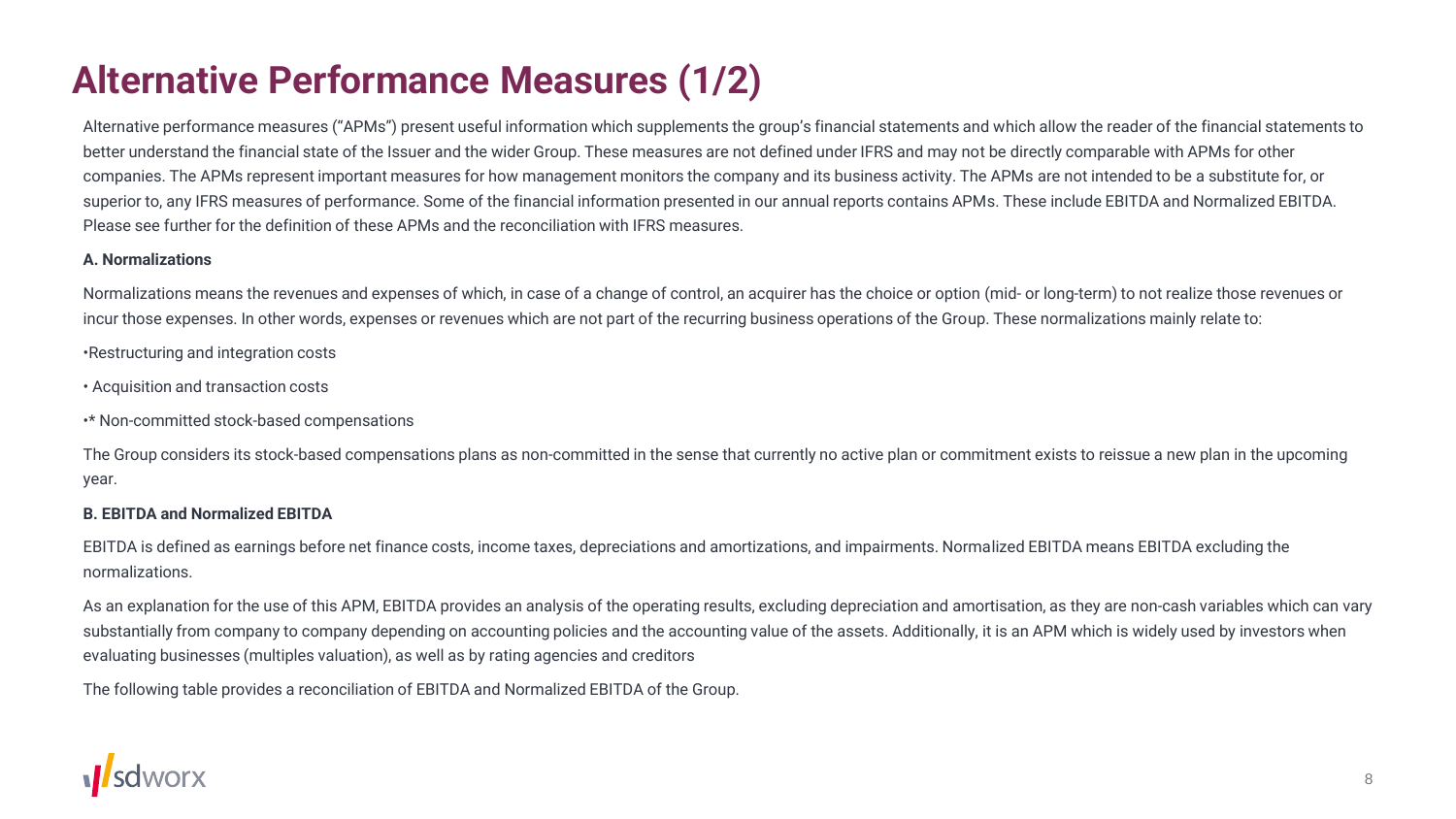# Alternative Performance Measures (1/2)

Alternative performance measures ("APMs") present useful information which supplements the group's financial statements and which allow the reader of the financial statements to better understand the financial state of the Issuer and the wider Group. These measures are not defined under IFRS and may not be directly comparable with APMs for other companies. The APMs represent important measures for how management monitors the company and its business activity. The APMs are not intended to be a substitute for, or superior to, any IFRS measures of performance. Some of the financial information presented in our annual reports contains APMs. These include EBITDA and Normalized EBITDA. Please see further for the definition of these APMs and the reconciliation with IFRS measures.

**A. Normalizations**

Normalizations means the revenues and expenses of which, in case of a change of control, an acquirer has the choice or option (mid- or long-term) to not realize those revenues or incur those expenses. In other words, expenses or revenues which are not part of the recurring business operations of the Group. These normalizations mainly relate to:

- Restructuring and integration costs
- Acquisition and transaction costs
- * Non-committed stock-based compensations

The Group considers its stock-based compensations plans as non-committed in the sense that currently no active plan or commitment exists to reissue a new plan in the upcoming year.

**B. EBITDA and Normalized EBITDA**

EBITDA is defined as earnings before net finance costs, income taxes, depreciations and amortizations, and impairments. Normalized EBITDA means EBITDA excluding the normalizations.

As an explanation for the use of this APM, EBITDA provides an analysis of the operating results, excluding depreciation and amortisation, as they are non-cash variables which can vary substantially from company to company depending on accounting policies and the accounting value of the assets. Additionally, it is an APM which is widely used by investors when evaluating businesses (multiples valuation), as well as by rating agencies and creditors

The following table provides a reconciliation of EBITDA and Normalized EBITDA of the Group.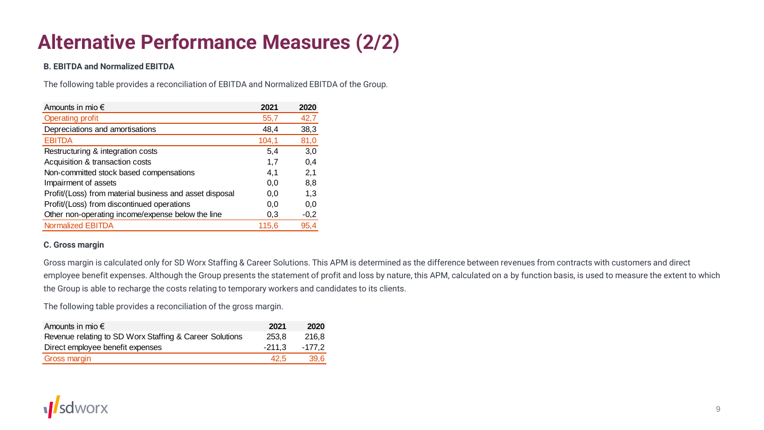# Alternative Performance Measures (2/2)

**B. EBITDA and Normalized EBITDA**

The following table provides a reconciliation of EBITDA and Normalized EBITDA of the Group.

| Amounts in mio € | 2021 | 2020 |
|---|---|---|
| Operating profit | 55,7 | 42,7 |
| Depreciations and amortisations | 48,4 | 38,3 |
| EBITDA | 104,1 | 81,0 |
| Restructuring & integration costs | 5,4 | 3,0 |
| Acquisition & transaction costs | 1,7 | 0,4 |
| Non-committed stock based compensations | 4,1 | 2,1 |
| Impairment of assets | 0,0 | 8,8 |
| Profit/(Loss) from material business and asset disposal | 0,0 | 1,3 |
| Profit/(Loss) from discontinued operations | 0,0 | 0,0 |
| Other non-operating income/expense below the line | 0,3 | -0,2 |
| Normalized EBITDA | 115,6 | 95,4 |

**C. Gross margin**

Gross margin is calculated only for SD Worx Staffing & Career Solutions. This APM is determined as the difference between revenues from contracts with customers and direct employee benefit expenses. Although the Group presents the statement of profit and loss by nature, this APM, calculated on a by function basis, is used to measure the extent to which the Group is able to recharge the costs relating to temporary workers and candidates to its clients.

The following table provides a reconciliation of the gross margin.

| Amounts in mio € | 2021 | 2020 |
|---|---|---|
| Revenue relating to SD Worx Staffing & Career Solutions | 253,8 | 216,8 |
| Direct employee benefit expenses | -211,3 | -177,2 |
| Gross margin | 42,5 | 39,6 |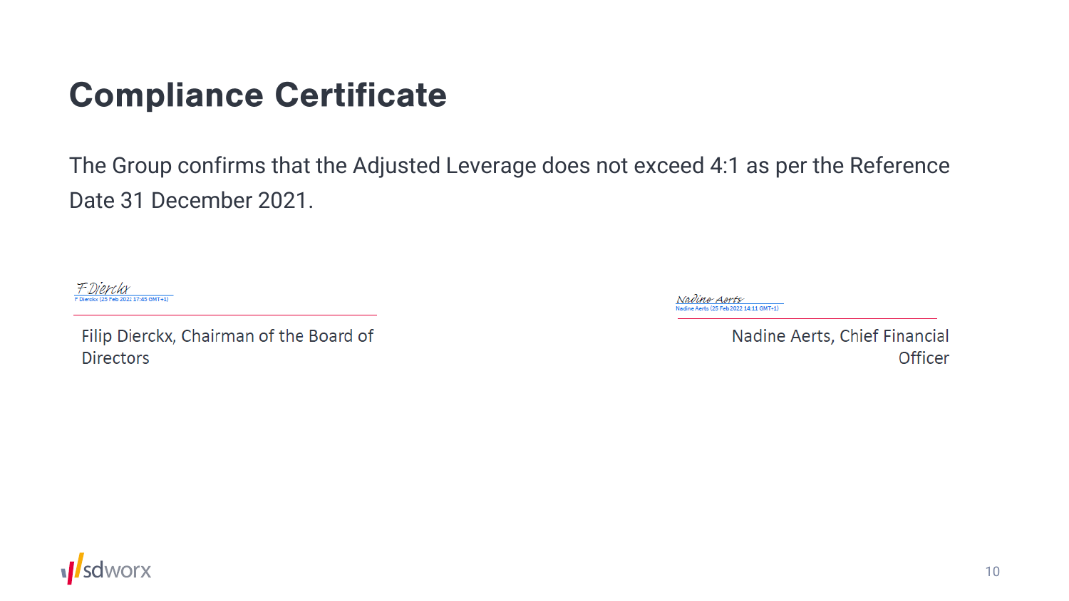# Compliance Certificate

The Group confirms that the Adjusted Leverage does not exceed 4:1 as per the Reference Date 31 December 2021.

F Dierckx
F Dierckx (25 Feb 2022 17:45 GMT+1)

Filip Dierckx, Chairman of the Board of Directors

Nadine Aerts
Nadine Aerts (25 Feb 2022 14:11 GMT+1)

Nadine Aerts, Chief Financial Officer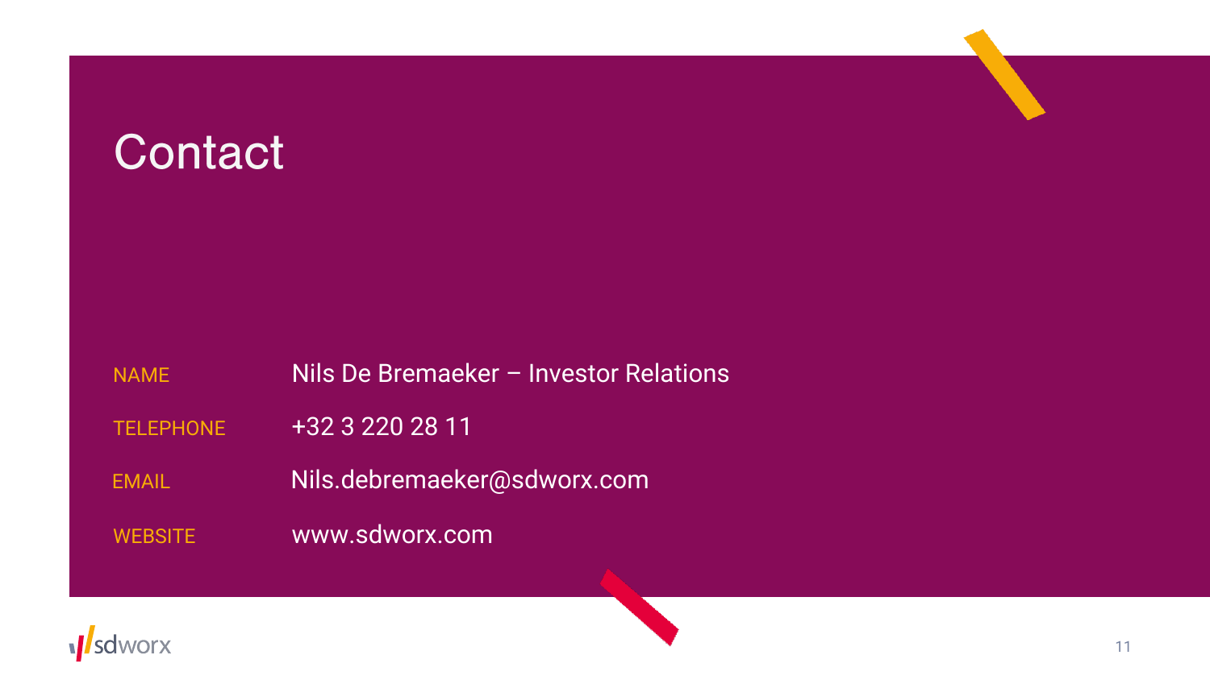# Contact

| | |
|---|---|
| NAME | Nils De Bremaeker – Investor Relations |
| TELEPHONE | +32 3 220 28 11 |
| EMAIL | Nils.debremaeker@sdworx.com |
| WEBSITE | www.sdworx.com |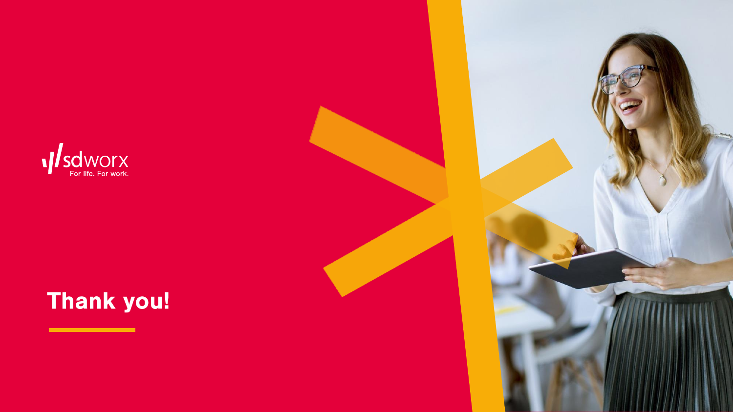sdworx

For life. For work.

# Thank you!